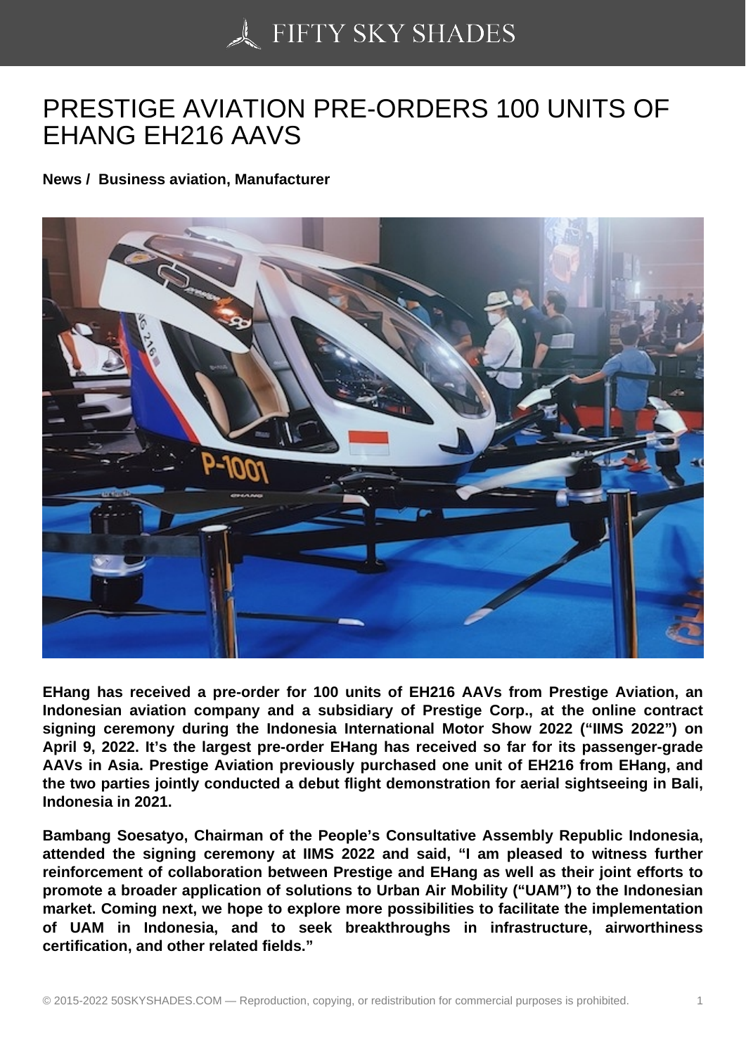# PRESTIGE AVIATION PRE-ORDERS 100 UNITS OF EHANG EH216 AAVS

**News / Business aviation, Manufacturer**

**EHang has received a pre-order for 100 units of EH216 AAVs from Prestige Aviation, an Indonesian aviation company and a subsidiary of Prestige Corp., at the online contract signing ceremony during the Indonesia International Motor Show 2022 ("IIMS 2022") on April 9, 2022. It's the largest pre-order EHang has received so far for its passenger-grade AAVs in Asia. Prestige Aviation previously purchased one unit of EH216 from EHang, and the two parties jointly conducted a debut flight demonstration for aerial sightseeing in Bali, Indonesia in 2021.**

**Bambang Soesatyo, Chairman of the People's Consultative Assembly Republic Indonesia, attended the signing ceremony at IIMS 2022 and said, "I am pleased to witness further reinforcement of collaboration between Prestige and EHang as well as their joint efforts to promote a broader application of solutions to Urban Air Mobility ("UAM") to the Indonesian market. Coming next, we hope to explore more possibilities to facilitate the implementation of UAM in Indonesia, and to seek breakthroughs in infrastructure, airworthiness certification, and other related fields."**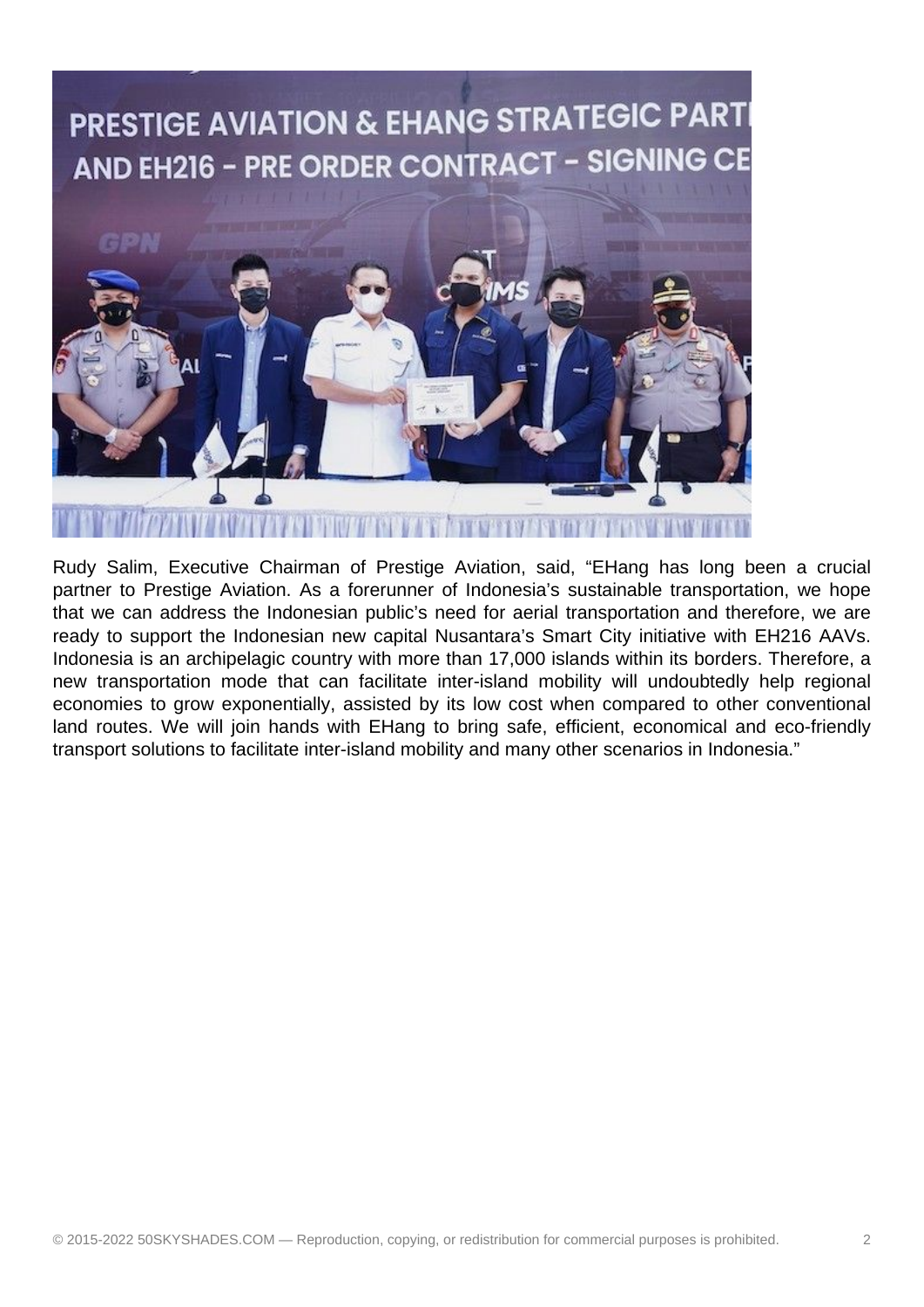Rudy Salim, Executive Chairman of Prestige Aviation, said, “EHang has long been a crucial partner to Prestige Aviation. As a forerunner of Indonesia’s sustainable transportation, we hope that we can address the Indonesian public’s need for aerial transportation and therefore, we are ready to support the Indonesian new capital Nusantara’s Smart City initiative with EH216 AAVs. Indonesia is an archipelagic country with more than 17,000 islands within its borders. Therefore, a new transportation mode that can facilitate inter-island mobility will undoubtedly help regional economies to grow exponentially, assisted by its low cost when compared to other conventional land routes. We will join hands with EHang to bring safe, efficient, economical and eco-friendly transport solutions to facilitate inter-island mobility and many other scenarios in Indonesia.”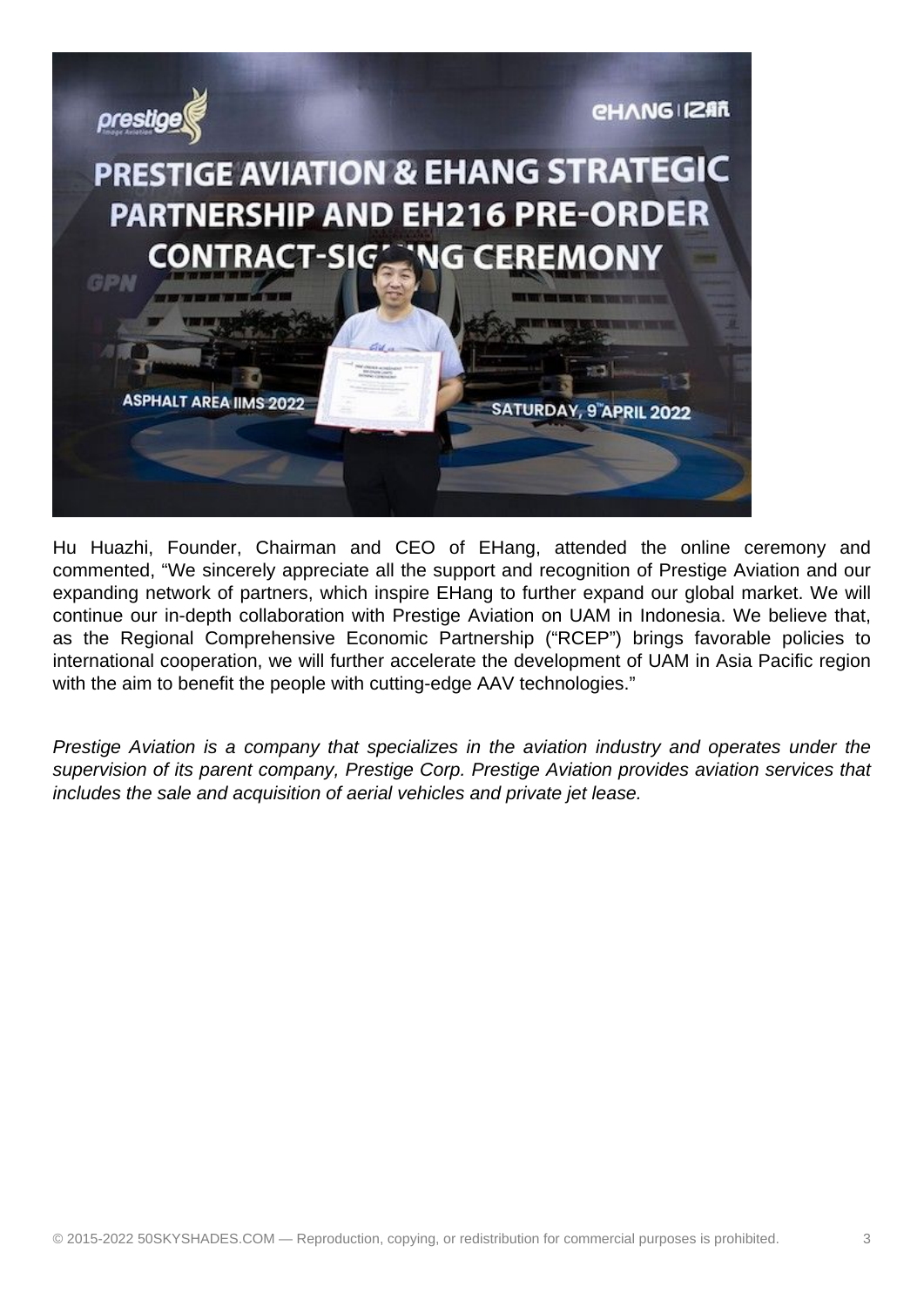Hu Huazhi, Founder, Chairman and CEO of EHang, attended the online ceremony and commented, “We sincerely appreciate all the support and recognition of Prestige Aviation and our expanding network of partners, which inspire EHang to further expand our global market. We will continue our in-depth collaboration with Prestige Aviation on UAM in Indonesia. We believe that, as the Regional Comprehensive Economic Partnership (“RCEP”) brings favorable policies to international cooperation, we will further accelerate the development of UAM in Asia Pacific region with the aim to benefit the people with cutting-edge AAV technologies.”

*Prestige Aviation is a company that specializes in the aviation industry and operates under the supervision of its parent company, Prestige Corp. Prestige Aviation provides aviation services that includes the sale and acquisition of aerial vehicles and private jet lease.*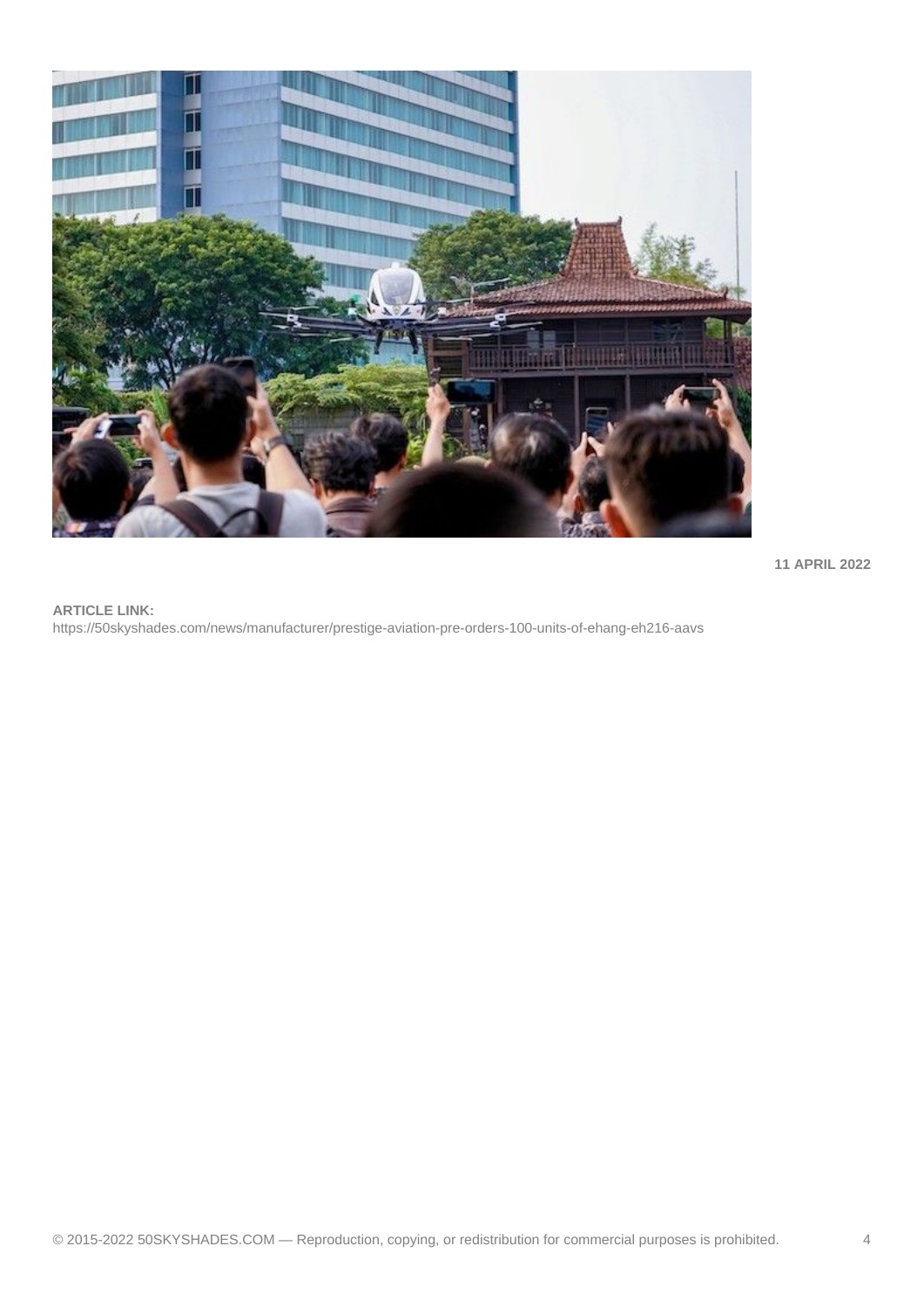**11 APRIL 2022**

**ARTICLE LINK:**
https://50skyshades.com/news/manufacturer/prestige-aviation-pre-orders-100-units-of-ehang-eh216-aavs